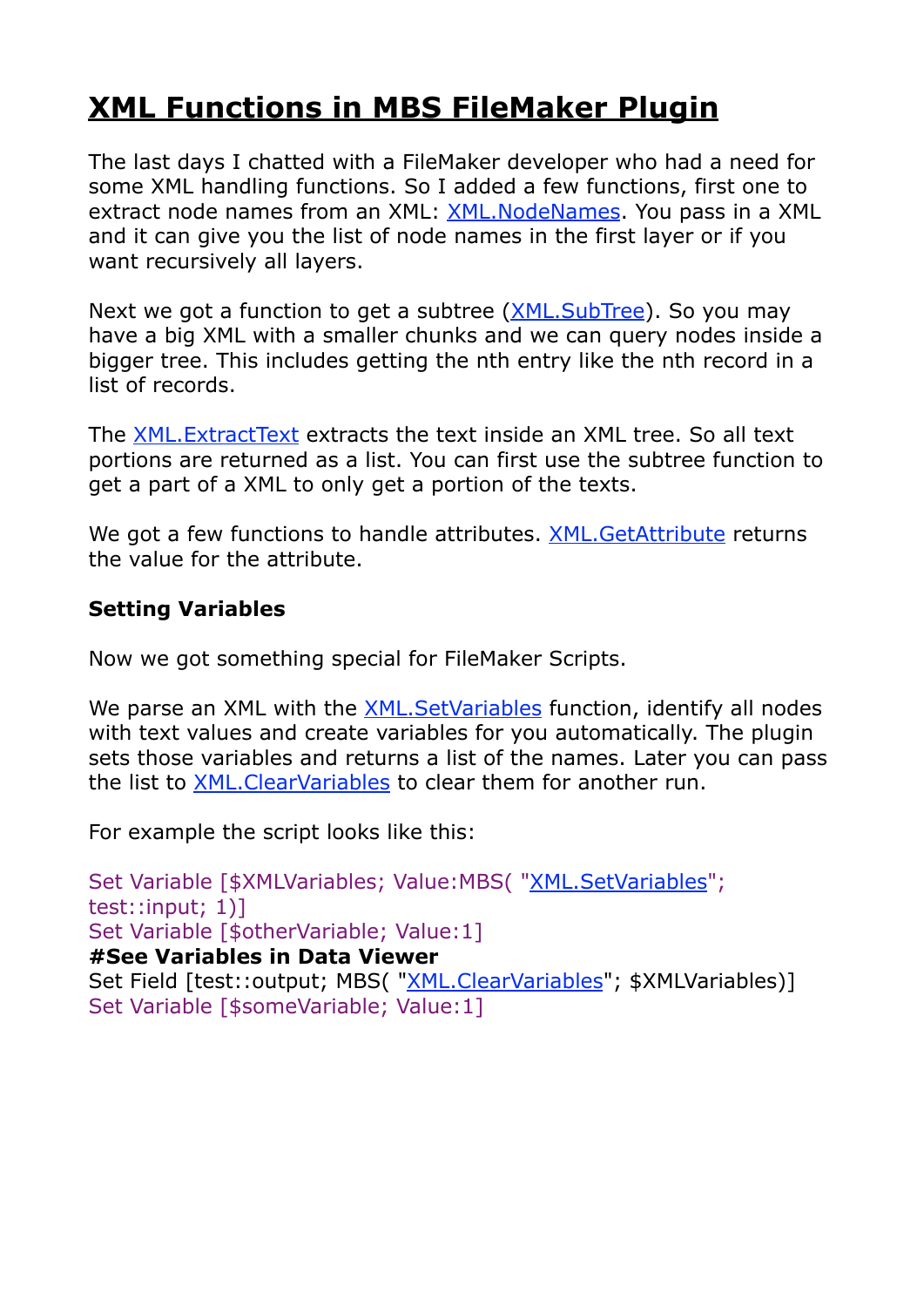# XML Functions in MBS FileMaker Plugin

The last days I chatted with a FileMaker developer who had a need for some XML handling functions. So I added a few functions, first one to extract node names from an XML: XML.NodeNames. You pass in a XML and it can give you the list of node names in the first layer or if you want recursively all layers.

Next we got a function to get a subtree (XML.SubTree). So you may have a big XML with a smaller chunks and we can query nodes inside a bigger tree. This includes getting the nth entry like the nth record in a list of records.

The XML.ExtractText extracts the text inside an XML tree. So all text portions are returned as a list. You can first use the subtree function to get a part of a XML to only get a portion of the texts.

We got a few functions to handle attributes. XML.GetAttribute returns the value for the attribute.

**Setting Variables**

Now we got something special for FileMaker Scripts.

We parse an XML with the XML.SetVariables function, identify all nodes with text values and create variables for you automatically. The plugin sets those variables and returns a list of the names. Later you can pass the list to XML.ClearVariables to clear them for another run.

For example the script looks like this:

```
Set Variable [$XMLVariables; Value:MBS( "XML.SetVariables"; test::input; 1)]
Set Variable [$otherVariable; Value:1]
#See Variables in Data Viewer
Set Field [test::output; MBS( "XML.ClearVariables"; $XMLVariables)]
Set Variable [$someVariable; Value:1]
```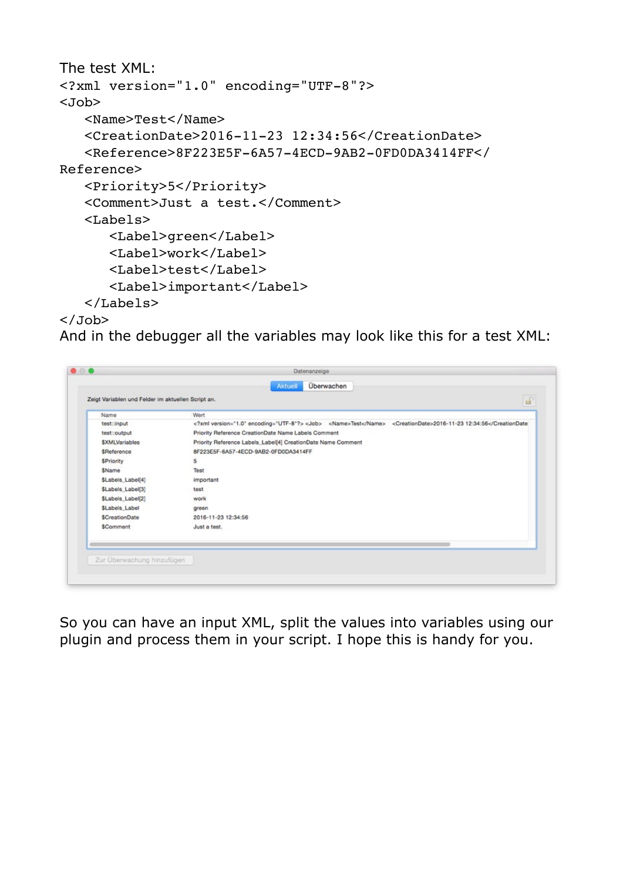The test XML:

```
<?xml version="1.0" encoding="UTF-8"?>
<Job>
   <Name>Test</Name>
   <CreationDate>2016-11-23 12:34:56</CreationDate>
   <Reference>8F223E5F-6A57-4ECD-9AB2-0FD0DA3414FF</
Reference>
   <Priority>5</Priority>
   <Comment>Just a test.</Comment>
   <Labels>
      <Label>green</Label>
      <Label>work</Label>
      <Label>test</Label>
      <Label>important</Label>
   </Labels>
</Job>
```

And in the debugger all the variables may look like this for a test XML:

Datenanzeige

Aktuell | Überwachen

Zeigt Variablen und Felder im aktuellen Script an.

| Name | Wert |
|---|---|
| test::input | <?xml version="1.0" encoding="UTF-8"?> <Job> <Name>Test</Name> <CreationDate>2016-11-23 12:34:56</CreationDate |
| test::output | Priority Reference CreationDate Name Labels Comment |
| $XMLVariables | Priority Reference Labels_Label[4] CreationDate Name Comment |
| $Reference | 8F223E5F-6A57-4ECD-9AB2-0FD0DA3414FF |
| $Priority | 5 |
| $Name | Test |
| $Labels_Label[4] | important |
| $Labels_Label[3] | test |
| $Labels_Label[2] | work |
| $Labels_Label | green |
| $CreationDate | 2016-11-23 12:34:56 |
| $Comment | Just a test. |

Zur Überwachung hinzufügen

So you can have an input XML, split the values into variables using our plugin and process them in your script. I hope this is handy for you.